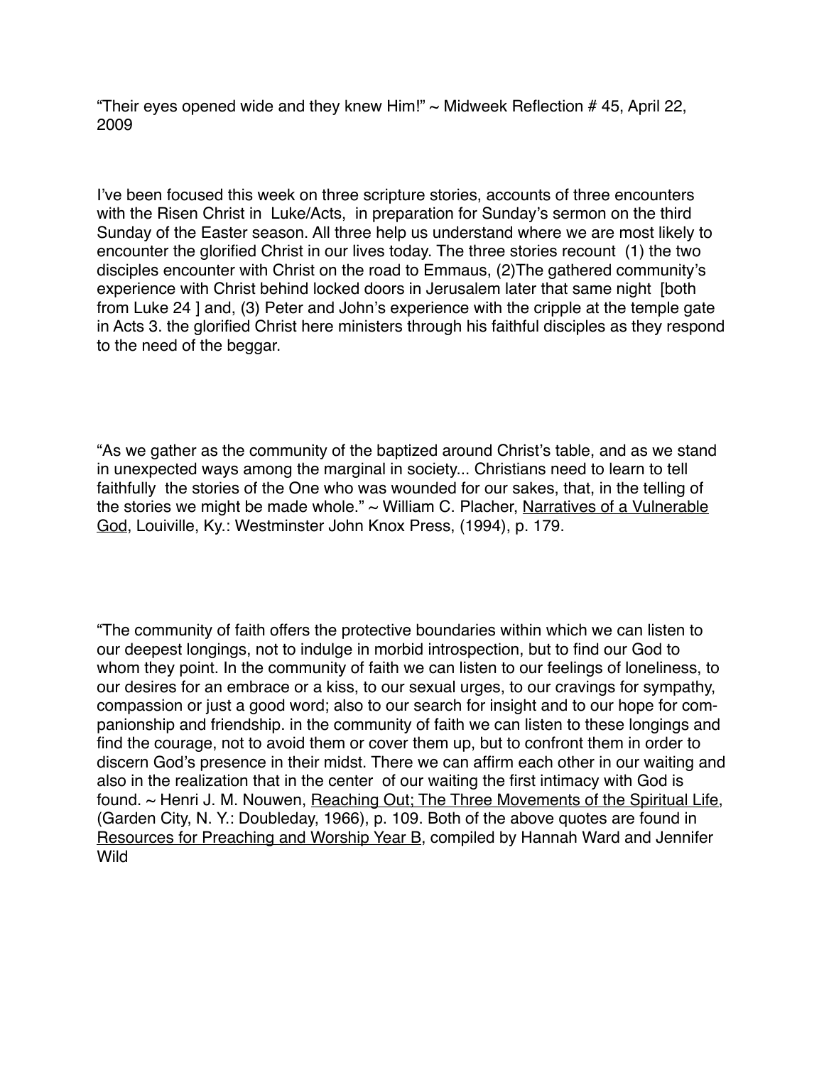“Their eyes opened wide and they knew Him!” ~ Midweek Reflection # 45, April 22, 2009

I’ve been focused this week on three scripture stories, accounts of three encounters with the Risen Christ in Luke/Acts, in preparation for Sunday’s sermon on the third Sunday of the Easter season. All three help us understand where we are most likely to encounter the glorified Christ in our lives today. The three stories recount (1) the two disciples encounter with Christ on the road to Emmaus, (2)The gathered community’s experience with Christ behind locked doors in Jerusalem later that same night [both from Luke 24 ] and, (3) Peter and John’s experience with the cripple at the temple gate in Acts 3. the glorified Christ here ministers through his faithful disciples as they respond to the need of the beggar.

“As we gather as the community of the baptized around Christ’s table, and as we stand in unexpected ways among the marginal in society... Christians need to learn to tell faithfully the stories of the One who was wounded for our sakes, that, in the telling of the stories we might be made whole.” ~ William C. Placher, Narratives of a Vulnerable God, Louiville, Ky.: Westminster John Knox Press, (1994), p. 179.

“The community of faith offers the protective boundaries within which we can listen to our deepest longings, not to indulge in morbid introspection, but to find our God to whom they point. In the community of faith we can listen to our feelings of loneliness, to our desires for an embrace or a kiss, to our sexual urges, to our cravings for sympathy, compassion or just a good word; also to our search for insight and to our hope for companionship and friendship. in the community of faith we can listen to these longings and find the courage, not to avoid them or cover them up, but to confront them in order to discern God’s presence in their midst. There we can affirm each other in our waiting and also in the realization that in the center of our waiting the first intimacy with God is found. ~ Henri J. M. Nouwen, Reaching Out; The Three Movements of the Spiritual Life, (Garden City, N. Y.: Doubleday, 1966), p. 109. Both of the above quotes are found in Resources for Preaching and Worship Year B, compiled by Hannah Ward and Jennifer Wild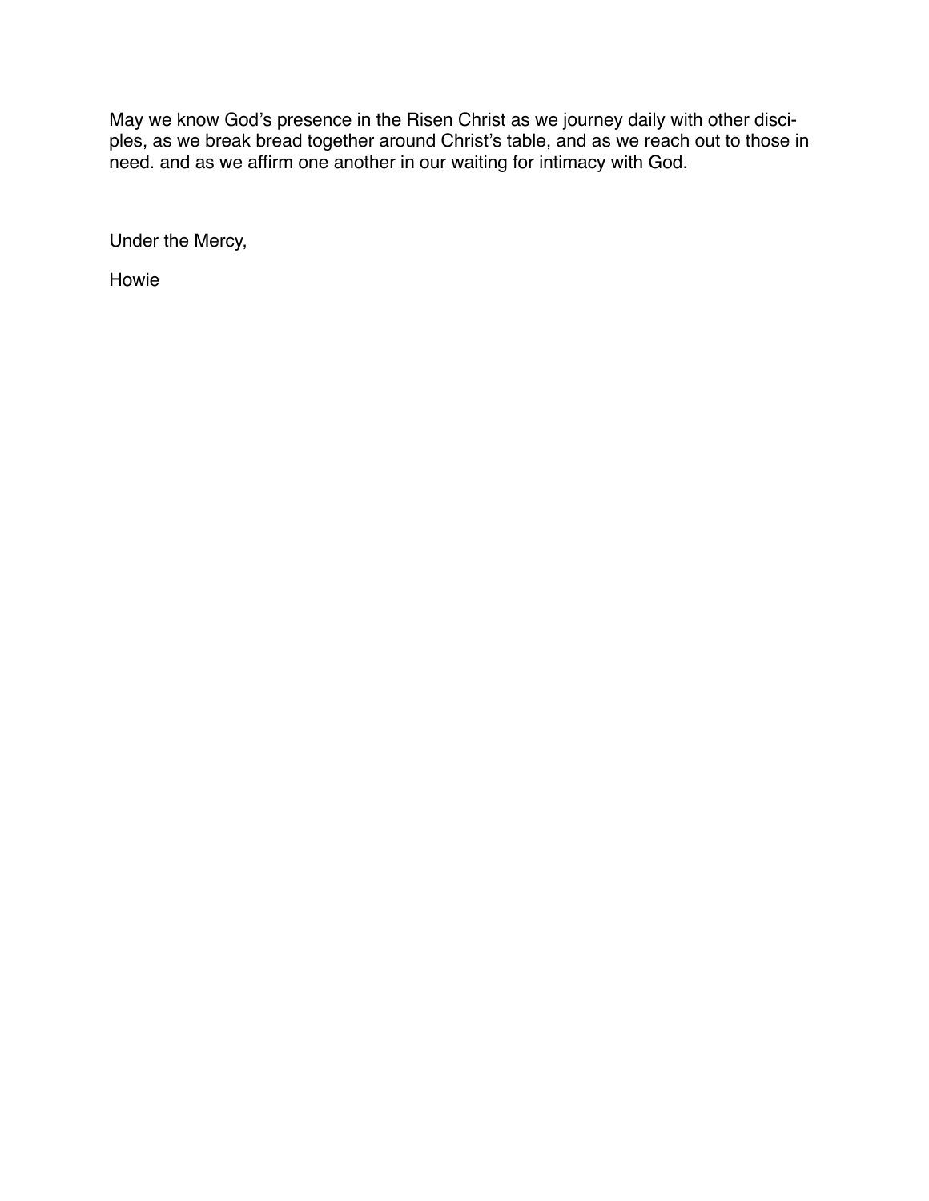May we know God's presence in the Risen Christ as we journey daily with other disciples, as we break bread together around Christ's table, and as we reach out to those in need. and as we affirm one another in our waiting for intimacy with God.

Under the Mercy,

Howie